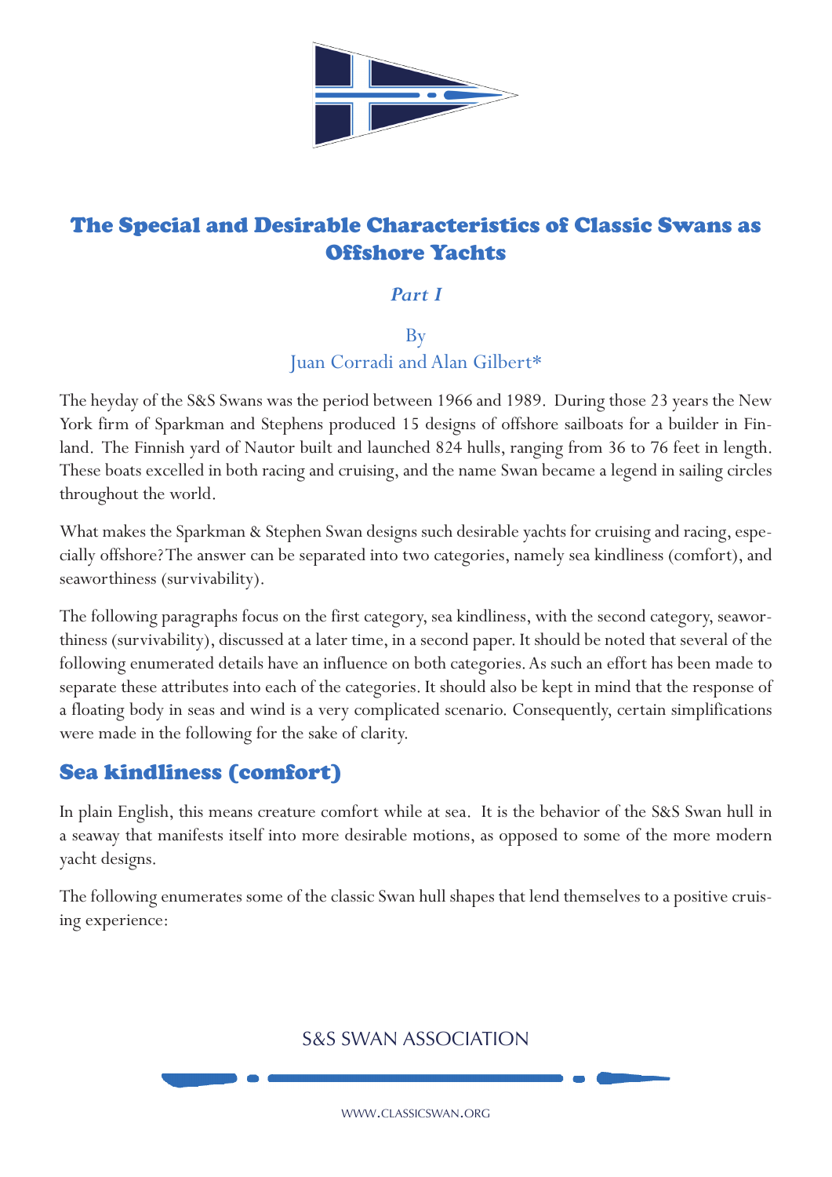# The Special and Desirable Characteristics of Classic Swans as Offshore Yachts

*Part I*

By
Juan Corradi and Alan Gilbert*

The heyday of the S&S Swans was the period between 1966 and 1989. During those 23 years the New York firm of Sparkman and Stephens produced 15 designs of offshore sailboats for a builder in Finland. The Finnish yard of Nautor built and launched 824 hulls, ranging from 36 to 76 feet in length. These boats excelled in both racing and cruising, and the name Swan became a legend in sailing circles throughout the world.

What makes the Sparkman & Stephen Swan designs such desirable yachts for cruising and racing, especially offshore? The answer can be separated into two categories, namely sea kindliness (comfort), and seaworthiness (survivability).

The following paragraphs focus on the first category, sea kindliness, with the second category, seaworthiness (survivability), discussed at a later time, in a second paper. It should be noted that several of the following enumerated details have an influence on both categories. As such an effort has been made to separate these attributes into each of the categories. It should also be kept in mind that the response of a floating body in seas and wind is a very complicated scenario. Consequently, certain simplifications were made in the following for the sake of clarity.

## Sea kindliness (comfort)

In plain English, this means creature comfort while at sea. It is the behavior of the S&S Swan hull in a seaway that manifests itself into more desirable motions, as opposed to some of the more modern yacht designs.

The following enumerates some of the classic Swan hull shapes that lend themselves to a positive cruising experience: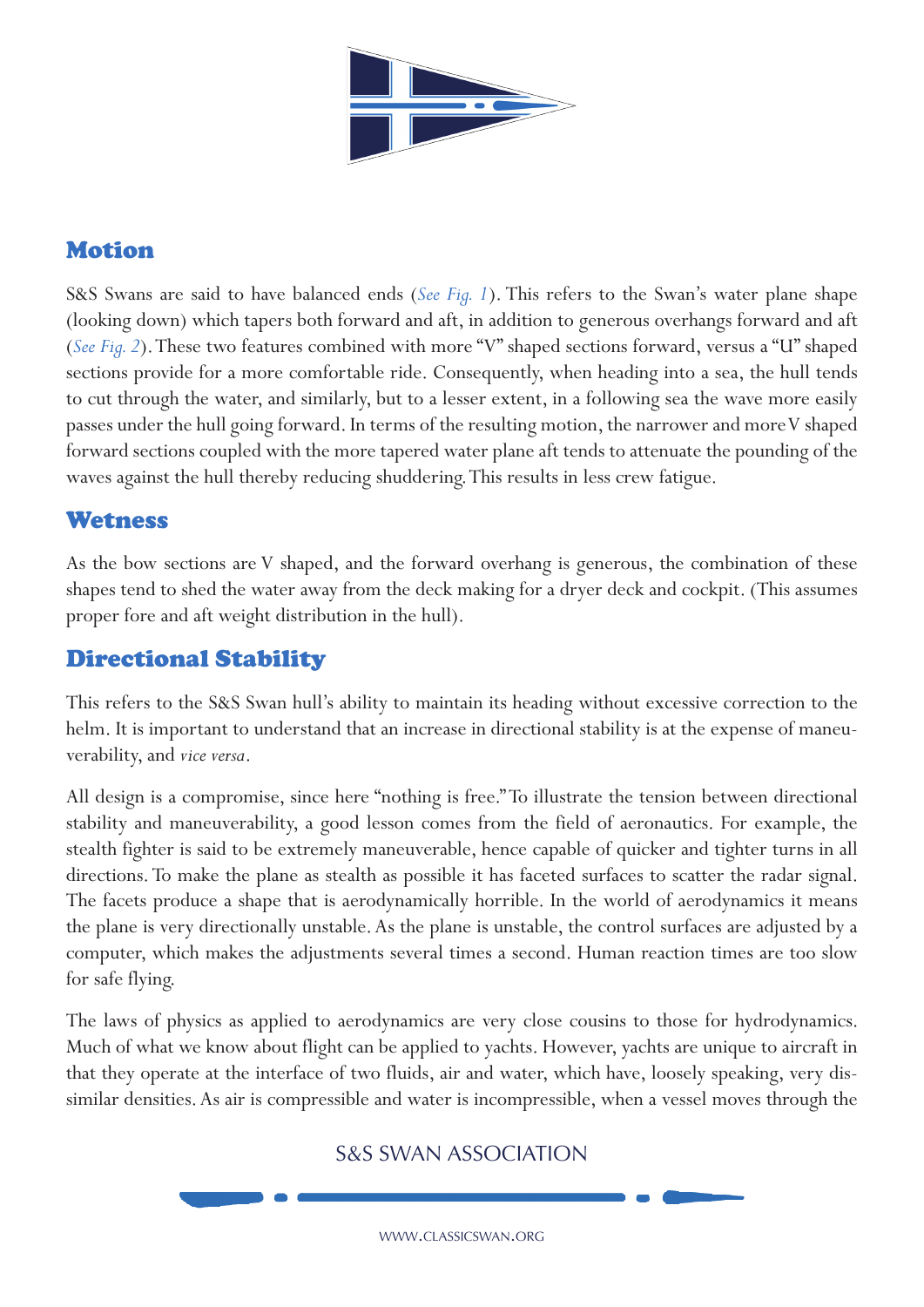## Motion

S&S Swans are said to have balanced ends (*See Fig. 1*). This refers to the Swan's water plane shape (looking down) which tapers both forward and aft, in addition to generous overhangs forward and aft (*See Fig. 2*). These two features combined with more "V" shaped sections forward, versus a "U" shaped sections provide for a more comfortable ride. Consequently, when heading into a sea, the hull tends to cut through the water, and similarly, but to a lesser extent, in a following sea the wave more easily passes under the hull going forward. In terms of the resulting motion, the narrower and more V shaped forward sections coupled with the more tapered water plane aft tends to attenuate the pounding of the waves against the hull thereby reducing shuddering. This results in less crew fatigue.

## Wetness

As the bow sections are V shaped, and the forward overhang is generous, the combination of these shapes tend to shed the water away from the deck making for a dryer deck and cockpit. (This assumes proper fore and aft weight distribution in the hull).

## Directional Stability

This refers to the S&S Swan hull's ability to maintain its heading without excessive correction to the helm. It is important to understand that an increase in directional stability is at the expense of maneuverability, and *vice versa*.

All design is a compromise, since here "nothing is free." To illustrate the tension between directional stability and maneuverability, a good lesson comes from the field of aeronautics. For example, the stealth fighter is said to be extremely maneuverable, hence capable of quicker and tighter turns in all directions. To make the plane as stealth as possible it has faceted surfaces to scatter the radar signal. The facets produce a shape that is aerodynamically horrible. In the world of aerodynamics it means the plane is very directionally unstable. As the plane is unstable, the control surfaces are adjusted by a computer, which makes the adjustments several times a second. Human reaction times are too slow for safe flying.

The laws of physics as applied to aerodynamics are very close cousins to those for hydrodynamics. Much of what we know about flight can be applied to yachts. However, yachts are unique to aircraft in that they operate at the interface of two fluids, air and water, which have, loosely speaking, very dissimilar densities. As air is compressible and water is incompressible, when a vessel moves through the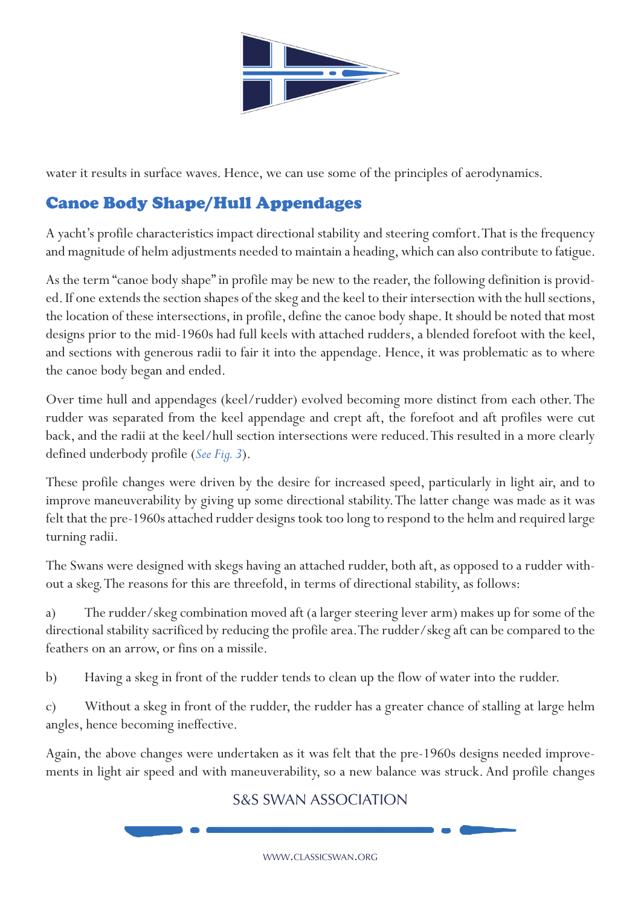water it results in surface waves. Hence, we can use some of the principles of aerodynamics.

## Canoe Body Shape/Hull Appendages

A yacht's profile characteristics impact directional stability and steering comfort. That is the frequency and magnitude of helm adjustments needed to maintain a heading, which can also contribute to fatigue.

As the term "canoe body shape" in profile may be new to the reader, the following definition is provided. If one extends the section shapes of the skeg and the keel to their intersection with the hull sections, the location of these intersections, in profile, define the canoe body shape. It should be noted that most designs prior to the mid-1960s had full keels with attached rudders, a blended forefoot with the keel, and sections with generous radii to fair it into the appendage. Hence, it was problematic as to where the canoe body began and ended.

Over time hull and appendages (keel/rudder) evolved becoming more distinct from each other. The rudder was separated from the keel appendage and crept aft, the forefoot and aft profiles were cut back, and the radii at the keel/hull section intersections were reduced. This resulted in a more clearly defined underbody profile (*See Fig. 3*).

These profile changes were driven by the desire for increased speed, particularly in light air, and to improve maneuverability by giving up some directional stability. The latter change was made as it was felt that the pre-1960s attached rudder designs took too long to respond to the helm and required large turning radii.

The Swans were designed with skegs having an attached rudder, both aft, as opposed to a rudder without a skeg. The reasons for this are threefold, in terms of directional stability, as follows:

a) The rudder/skeg combination moved aft (a larger steering lever arm) makes up for some of the directional stability sacrificed by reducing the profile area. The rudder/skeg aft can be compared to the feathers on an arrow, or fins on a missile.

b) Having a skeg in front of the rudder tends to clean up the flow of water into the rudder.

c) Without a skeg in front of the rudder, the rudder has a greater chance of stalling at large helm angles, hence becoming ineffective.

Again, the above changes were undertaken as it was felt that the pre-1960s designs needed improvements in light air speed and with maneuverability, so a new balance was struck. And profile changes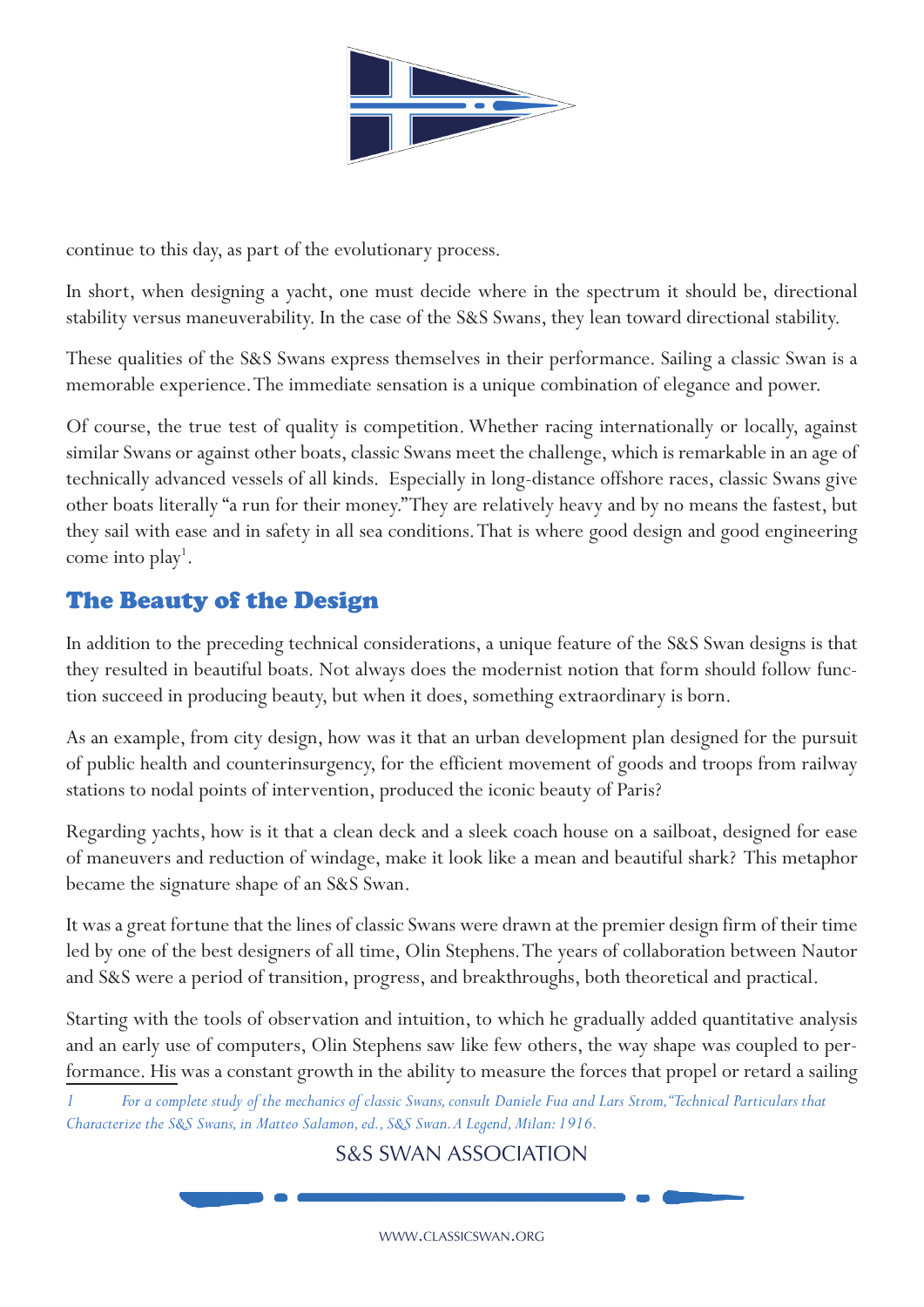continue to this day, as part of the evolutionary process.

In short, when designing a yacht, one must decide where in the spectrum it should be, directional stability versus maneuverability. In the case of the S&S Swans, they lean toward directional stability.

These qualities of the S&S Swans express themselves in their performance. Sailing a classic Swan is a memorable experience. The immediate sensation is a unique combination of elegance and power.

Of course, the true test of quality is competition. Whether racing internationally or locally, against similar Swans or against other boats, classic Swans meet the challenge, which is remarkable in an age of technically advanced vessels of all kinds. Especially in long-distance offshore races, classic Swans give other boats literally "a run for their money." They are relatively heavy and by no means the fastest, but they sail with ease and in safety in all sea conditions. That is where good design and good engineering come into play[1].

## The Beauty of the Design

In addition to the preceding technical considerations, a unique feature of the S&S Swan designs is that they resulted in beautiful boats. Not always does the modernist notion that form should follow function succeed in producing beauty, but when it does, something extraordinary is born.

As an example, from city design, how was it that an urban development plan designed for the pursuit of public health and counterinsurgency, for the efficient movement of goods and troops from railway stations to nodal points of intervention, produced the iconic beauty of Paris?

Regarding yachts, how is it that a clean deck and a sleek coach house on a sailboat, designed for ease of maneuvers and reduction of windage, make it look like a mean and beautiful shark? This metaphor became the signature shape of an S&S Swan.

It was a great fortune that the lines of classic Swans were drawn at the premier design firm of their time led by one of the best designers of all time, Olin Stephens. The years of collaboration between Nautor and S&S were a period of transition, progress, and breakthroughs, both theoretical and practical.

Starting with the tools of observation and intuition, to which he gradually added quantitative analysis and an early use of computers, Olin Stephens saw like few others, the way shape was coupled to performance. His was a constant growth in the ability to measure the forces that propel or retard a sailing

*1 For a complete study of the mechanics of classic Swans, consult Daniele Fua and Lars Strom, "Technical Particulars that Characterize the S&S Swans, in Matteo Salamon, ed., S&S Swan. A Legend, Milan: 1916.*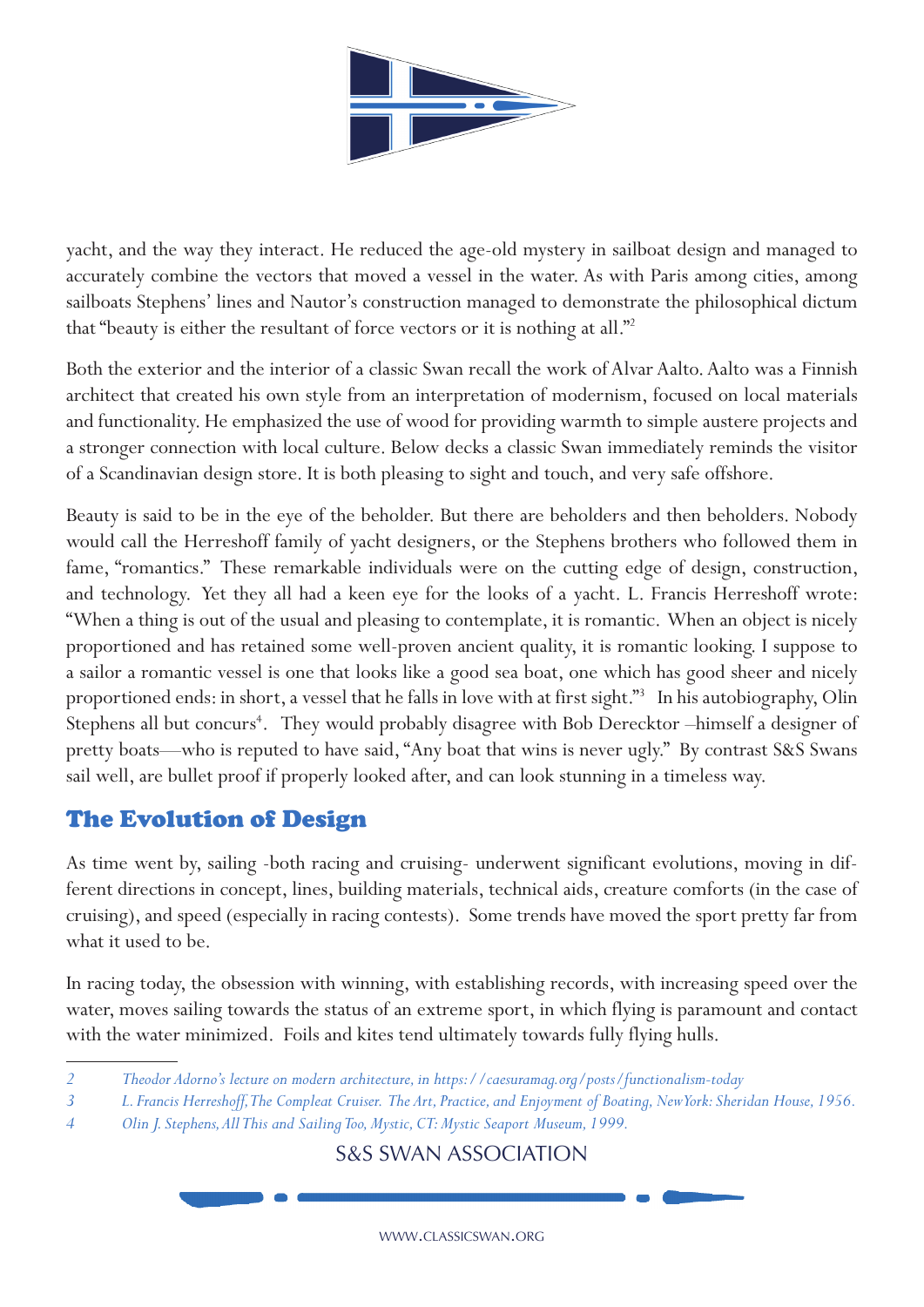yacht, and the way they interact. He reduced the age-old mystery in sailboat design and managed to accurately combine the vectors that moved a vessel in the water. As with Paris among cities, among sailboats Stephens' lines and Nautor's construction managed to demonstrate the philosophical dictum that "beauty is either the resultant of force vectors or it is nothing at all."[2]

Both the exterior and the interior of a classic Swan recall the work of Alvar Aalto. Aalto was a Finnish architect that created his own style from an interpretation of modernism, focused on local materials and functionality. He emphasized the use of wood for providing warmth to simple austere projects and a stronger connection with local culture. Below decks a classic Swan immediately reminds the visitor of a Scandinavian design store. It is both pleasing to sight and touch, and very safe offshore.

Beauty is said to be in the eye of the beholder. But there are beholders and then beholders. Nobody would call the Herreshoff family of yacht designers, or the Stephens brothers who followed them in fame, "romantics." These remarkable individuals were on the cutting edge of design, construction, and technology. Yet they all had a keen eye for the looks of a yacht. L. Francis Herreshoff wrote: "When a thing is out of the usual and pleasing to contemplate, it is romantic. When an object is nicely proportioned and has retained some well-proven ancient quality, it is romantic looking. I suppose to a sailor a romantic vessel is one that looks like a good sea boat, one which has good sheer and nicely proportioned ends: in short, a vessel that he falls in love with at first sight."[3] In his autobiography, Olin Stephens all but concurs[4]. They would probably disagree with Bob Derecktor –himself a designer of pretty boats—who is reputed to have said, "Any boat that wins is never ugly." By contrast S&S Swans sail well, are bullet proof if properly looked after, and can look stunning in a timeless way.

## The Evolution of Design

As time went by, sailing -both racing and cruising- underwent significant evolutions, moving in different directions in concept, lines, building materials, technical aids, creature comforts (in the case of cruising), and speed (especially in racing contests). Some trends have moved the sport pretty far from what it used to be.

In racing today, the obsession with winning, with establishing records, with increasing speed over the water, moves sailing towards the status of an extreme sport, in which flying is paramount and contact with the water minimized. Foils and kites tend ultimately towards fully flying hulls.

---

2 *Theodor Adorno's lecture on modern architecture, in https://caesuramag.org/posts/functionalism-today*

3 *L. Francis Herreshoff, The Compleat Cruiser. The Art, Practice, and Enjoyment of Boating, New York: Sheridan House, 1956.*

4 *Olin J. Stephens, All This and Sailing Too, Mystic, CT: Mystic Seaport Museum, 1999.*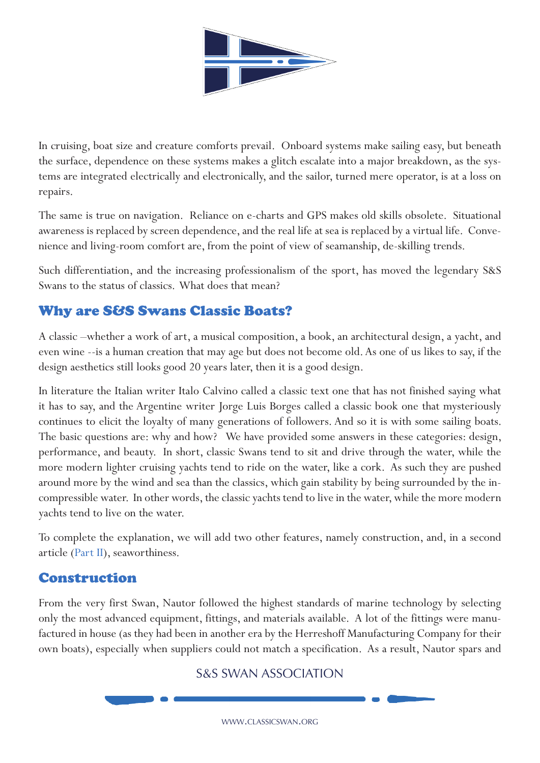In cruising, boat size and creature comforts prevail. Onboard systems make sailing easy, but beneath the surface, dependence on these systems makes a glitch escalate into a major breakdown, as the systems are integrated electrically and electronically, and the sailor, turned mere operator, is at a loss on repairs.

The same is true on navigation. Reliance on e-charts and GPS makes old skills obsolete. Situational awareness is replaced by screen dependence, and the real life at sea is replaced by a virtual life. Convenience and living-room comfort are, from the point of view of seamanship, de-skilling trends.

Such differentiation, and the increasing professionalism of the sport, has moved the legendary S&S Swans to the status of classics. What does that mean?

## Why are S&S Swans Classic Boats?

A classic –whether a work of art, a musical composition, a book, an architectural design, a yacht, and even wine --is a human creation that may age but does not become old. As one of us likes to say, if the design aesthetics still looks good 20 years later, then it is a good design.

In literature the Italian writer Italo Calvino called a classic text one that has not finished saying what it has to say, and the Argentine writer Jorge Luis Borges called a classic book one that mysteriously continues to elicit the loyalty of many generations of followers. And so it is with some sailing boats. The basic questions are: why and how? We have provided some answers in these categories: design, performance, and beauty. In short, classic Swans tend to sit and drive through the water, while the more modern lighter cruising yachts tend to ride on the water, like a cork. As such they are pushed around more by the wind and sea than the classics, which gain stability by being surrounded by the incompressible water. In other words, the classic yachts tend to live in the water, while the more modern yachts tend to live on the water.

To complete the explanation, we will add two other features, namely construction, and, in a second article (Part II), seaworthiness.

## Construction

From the very first Swan, Nautor followed the highest standards of marine technology by selecting only the most advanced equipment, fittings, and materials available. A lot of the fittings were manufactured in house (as they had been in another era by the Herreshoff Manufacturing Company for their own boats), especially when suppliers could not match a specification. As a result, Nautor spars and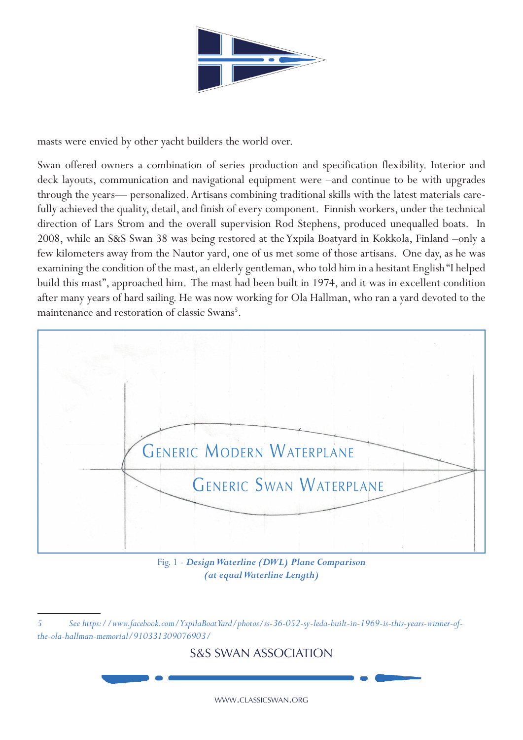masts were envied by other yacht builders the world over.

Swan offered owners a combination of series production and specification flexibility. Interior and deck layouts, communication and navigational equipment were –and continue to be with upgrades through the years— personalized. Artisans combining traditional skills with the latest materials carefully achieved the quality, detail, and finish of every component. Finnish workers, under the technical direction of Lars Strom and the overall supervision Rod Stephens, produced unequalled boats. In 2008, while an S&S Swan 38 was being restored at the Yxpila Boatyard in Kokkola, Finland –only a few kilometers away from the Nautor yard, one of us met some of those artisans. One day, as he was examining the condition of the mast, an elderly gentleman, who told him in a hesitant English "I helped build this mast", approached him. The mast had been built in 1974, and it was in excellent condition after many years of hard sailing. He was now working for Ola Hallman, who ran a yard devoted to the maintenance and restoration of classic Swans[5].

GENERIC MODERN WATERPLANE

GENERIC SWAN WATERPLANE

Fig. 1 - ***Design Waterline (DWL) Plane Comparison (at equal Waterline Length)***

---

5 *See https://www.facebook.com/YxpilaBoatYard/photos/ss-36-052-sy-leda-built-in-1969-is-this-years-winner-of-the-ola-hallman-memorial/910331309076903/*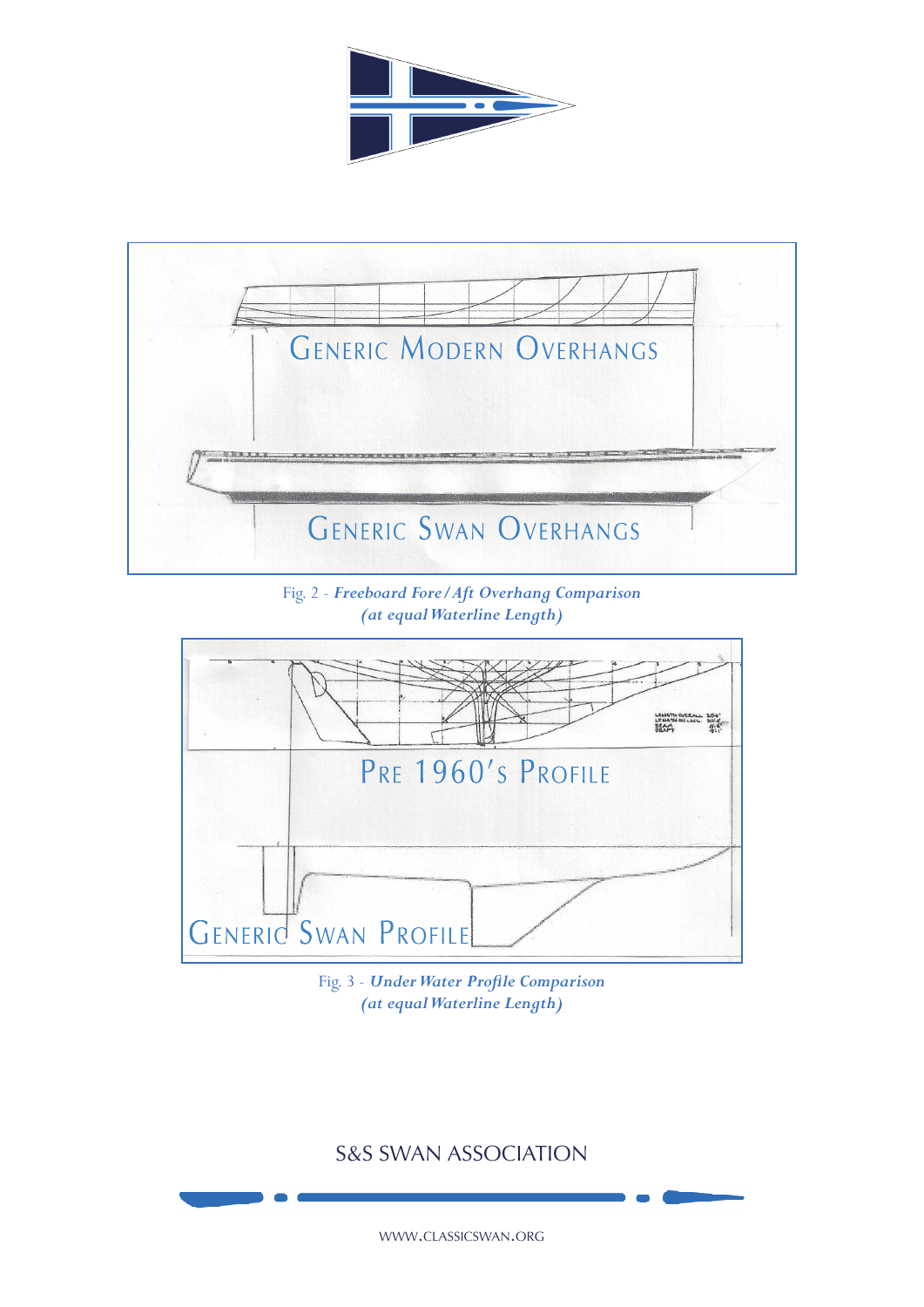GENERIC MODERN OVERHANGS

GENERIC SWAN OVERHANGS

Fig. 2 - ***Freeboard Fore/Aft Overhang Comparison***
***(at equal Waterline Length)***

PRE 1960'S PROFILE

GENERIC SWAN PROFILE

Fig. 3 - ***Under Water Profile Comparison***
***(at equal Waterline Length)***

S&S SWAN ASSOCIATION

WWW.CLASSICSWAN.ORG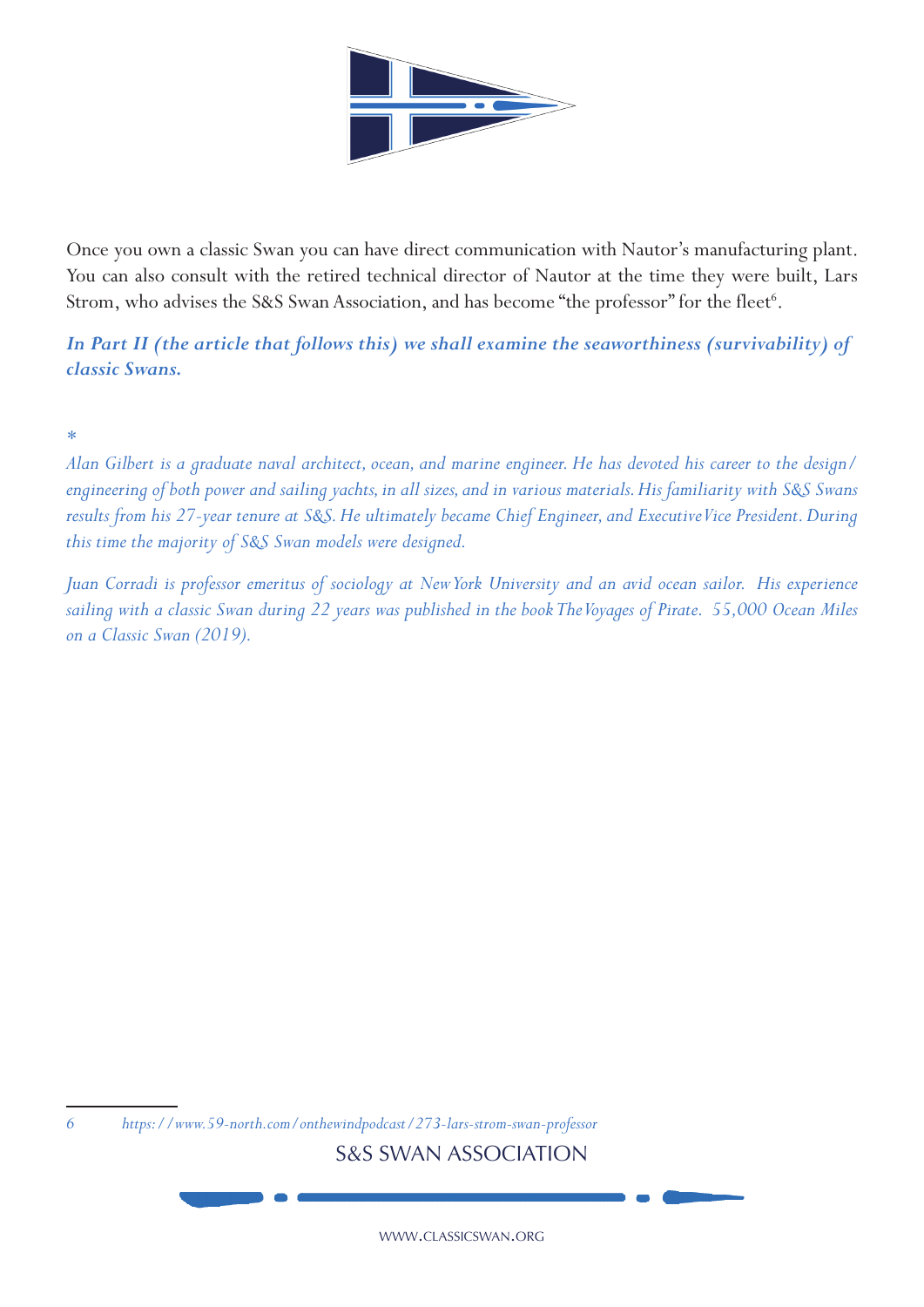Once you own a classic Swan you can have direct communication with Nautor's manufacturing plant. You can also consult with the retired technical director of Nautor at the time they were built, Lars Strom, who advises the S&S Swan Association, and has become "the professor" for the fleet[6].

***In Part II (the article that follows this) we shall examine the seaworthiness (survivability) of classic Swans.***

*

*Alan Gilbert is a graduate naval architect, ocean, and marine engineer. He has devoted his career to the design/engineering of both power and sailing yachts, in all sizes, and in various materials. His familiarity with S&S Swans results from his 27-year tenure at S&S. He ultimately became Chief Engineer, and Executive Vice President. During this time the majority of S&S Swan models were designed.*

*Juan Corradi is professor emeritus of sociology at New York University and an avid ocean sailor. His experience sailing with a classic Swan during 22 years was published in the book The Voyages of Pirate. 55,000 Ocean Miles on a Classic Swan (2019).*

---

6 *https://www.59-north.com/onthewindpodcast/273-lars-strom-swan-professor*